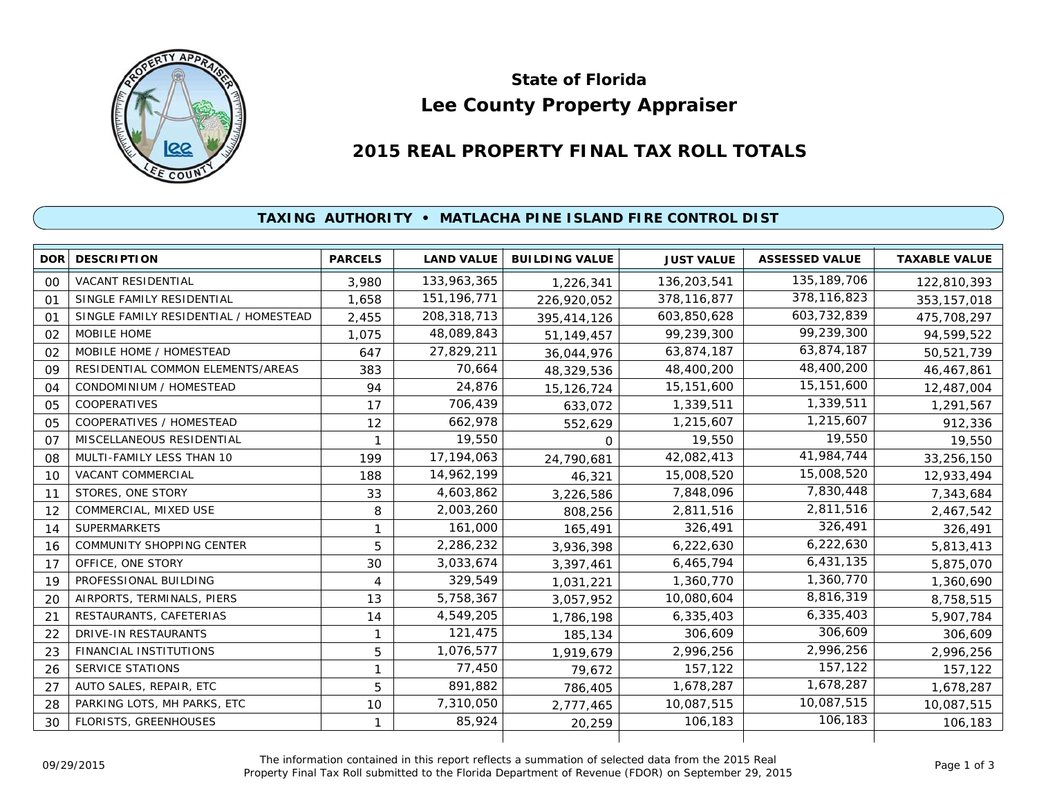# State of Florida
# Lee County Property Appraiser

## 2015 REAL PROPERTY FINAL TAX ROLL TOTALS

### TAXING AUTHORITY • MATLACHA PINE ISLAND FIRE CONTROL DIST

| DOR | DESCRIPTION | PARCELS | LAND VALUE | BUILDING VALUE | JUST VALUE | ASSESSED VALUE | TAXABLE VALUE |
|---|---|---|---|---|---|---|---|
| 00 | VACANT RESIDENTIAL | 3,980 | 133,963,365 | 1,226,341 | 136,203,541 | 135,189,706 | 122,810,393 |
| 01 | SINGLE FAMILY RESIDENTIAL | 1,658 | 151,196,771 | 226,920,052 | 378,116,877 | 378,116,823 | 353,157,018 |
| 01 | SINGLE FAMILY RESIDENTIAL / HOMESTEAD | 2,455 | 208,318,713 | 395,414,126 | 603,850,628 | 603,732,839 | 475,708,297 |
| 02 | MOBILE HOME | 1,075 | 48,089,843 | 51,149,457 | 99,239,300 | 99,239,300 | 94,599,522 |
| 02 | MOBILE HOME / HOMESTEAD | 647 | 27,829,211 | 36,044,976 | 63,874,187 | 63,874,187 | 50,521,739 |
| 09 | RESIDENTIAL COMMON ELEMENTS/AREAS | 383 | 70,664 | 48,329,536 | 48,400,200 | 48,400,200 | 46,467,861 |
| 04 | CONDOMINIUM / HOMESTEAD | 94 | 24,876 | 15,126,724 | 15,151,600 | 15,151,600 | 12,487,004 |
| 05 | COOPERATIVES | 17 | 706,439 | 633,072 | 1,339,511 | 1,339,511 | 1,291,567 |
| 05 | COOPERATIVES / HOMESTEAD | 12 | 662,978 | 552,629 | 1,215,607 | 1,215,607 | 912,336 |
| 07 | MISCELLANEOUS RESIDENTIAL | 1 | 19,550 | 0 | 19,550 | 19,550 | 19,550 |
| 08 | MULTI-FAMILY LESS THAN 10 | 199 | 17,194,063 | 24,790,681 | 42,082,413 | 41,984,744 | 33,256,150 |
| 10 | VACANT COMMERCIAL | 188 | 14,962,199 | 46,321 | 15,008,520 | 15,008,520 | 12,933,494 |
| 11 | STORES, ONE STORY | 33 | 4,603,862 | 3,226,586 | 7,848,096 | 7,830,448 | 7,343,684 |
| 12 | COMMERCIAL, MIXED USE | 8 | 2,003,260 | 808,256 | 2,811,516 | 2,811,516 | 2,467,542 |
| 14 | SUPERMARKETS | 1 | 161,000 | 165,491 | 326,491 | 326,491 | 326,491 |
| 16 | COMMUNITY SHOPPING CENTER | 5 | 2,286,232 | 3,936,398 | 6,222,630 | 6,222,630 | 5,813,413 |
| 17 | OFFICE, ONE STORY | 30 | 3,033,674 | 3,397,461 | 6,465,794 | 6,431,135 | 5,875,070 |
| 19 | PROFESSIONAL BUILDING | 4 | 329,549 | 1,031,221 | 1,360,770 | 1,360,770 | 1,360,690 |
| 20 | AIRPORTS, TERMINALS, PIERS | 13 | 5,758,367 | 3,057,952 | 10,080,604 | 8,816,319 | 8,758,515 |
| 21 | RESTAURANTS, CAFETERIAS | 14 | 4,549,205 | 1,786,198 | 6,335,403 | 6,335,403 | 5,907,784 |
| 22 | DRIVE-IN RESTAURANTS | 1 | 121,475 | 185,134 | 306,609 | 306,609 | 306,609 |
| 23 | FINANCIAL INSTITUTIONS | 5 | 1,076,577 | 1,919,679 | 2,996,256 | 2,996,256 | 2,996,256 |
| 26 | SERVICE STATIONS | 1 | 77,450 | 79,672 | 157,122 | 157,122 | 157,122 |
| 27 | AUTO SALES, REPAIR, ETC | 5 | 891,882 | 786,405 | 1,678,287 | 1,678,287 | 1,678,287 |
| 28 | PARKING LOTS, MH PARKS, ETC | 10 | 7,310,050 | 2,777,465 | 10,087,515 | 10,087,515 | 10,087,515 |
| 30 | FLORISTS, GREENHOUSES | 1 | 85,924 | 20,259 | 106,183 | 106,183 | 106,183 |

09/29/2015

The information contained in this report reflects a summation of selected data from the 2015 Real Property Final Tax Roll submitted to the Florida Department of Revenue (FDOR) on September 29, 2015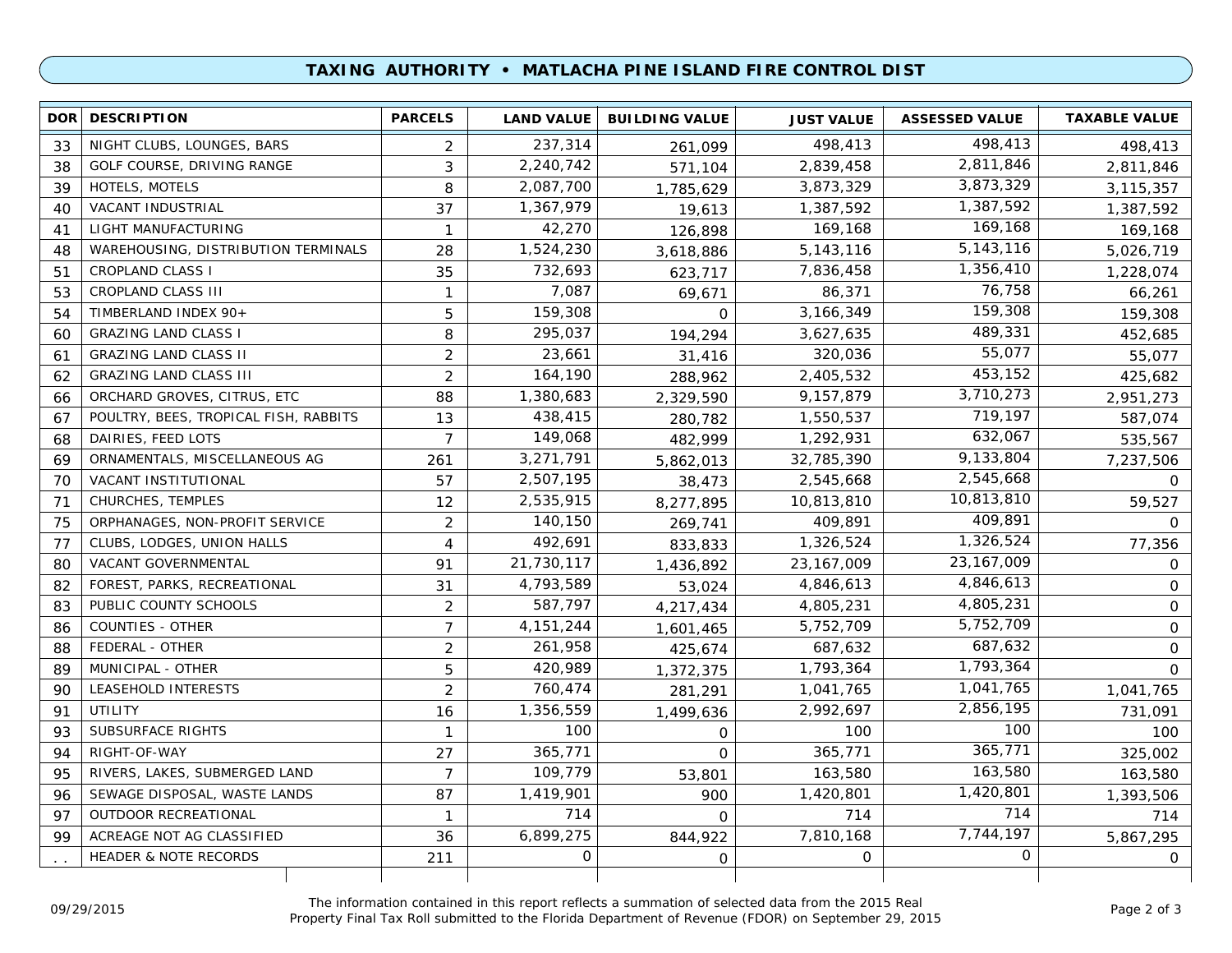## TAXING AUTHORITY • MATLACHA PINE ISLAND FIRE CONTROL DIST

| DOR | DESCRIPTION | PARCELS | LAND VALUE | BUILDING VALUE | JUST VALUE | ASSESSED VALUE | TAXABLE VALUE |
|---|---|---|---|---|---|---|---|
| 33 | NIGHT CLUBS, LOUNGES, BARS | 2 | 237,314 | 261,099 | 498,413 | 498,413 | 498,413 |
| 38 | GOLF COURSE, DRIVING RANGE | 3 | 2,240,742 | 571,104 | 2,839,458 | 2,811,846 | 2,811,846 |
| 39 | HOTELS, MOTELS | 8 | 2,087,700 | 1,785,629 | 3,873,329 | 3,873,329 | 3,115,357 |
| 40 | VACANT INDUSTRIAL | 37 | 1,367,979 | 19,613 | 1,387,592 | 1,387,592 | 1,387,592 |
| 41 | LIGHT MANUFACTURING | 1 | 42,270 | 126,898 | 169,168 | 169,168 | 169,168 |
| 48 | WAREHOUSING, DISTRIBUTION TERMINALS | 28 | 1,524,230 | 3,618,886 | 5,143,116 | 5,143,116 | 5,026,719 |
| 51 | CROPLAND CLASS I | 35 | 732,693 | 623,717 | 7,836,458 | 1,356,410 | 1,228,074 |
| 53 | CROPLAND CLASS III | 1 | 7,087 | 69,671 | 86,371 | 76,758 | 66,261 |
| 54 | TIMBERLAND INDEX 90+ | 5 | 159,308 | 0 | 3,166,349 | 159,308 | 159,308 |
| 60 | GRAZING LAND CLASS I | 8 | 295,037 | 194,294 | 3,627,635 | 489,331 | 452,685 |
| 61 | GRAZING LAND CLASS II | 2 | 23,661 | 31,416 | 320,036 | 55,077 | 55,077 |
| 62 | GRAZING LAND CLASS III | 2 | 164,190 | 288,962 | 2,405,532 | 453,152 | 425,682 |
| 66 | ORCHARD GROVES, CITRUS, ETC | 88 | 1,380,683 | 2,329,590 | 9,157,879 | 3,710,273 | 2,951,273 |
| 67 | POULTRY, BEES, TROPICAL FISH, RABBITS | 13 | 438,415 | 280,782 | 1,550,537 | 719,197 | 587,074 |
| 68 | DAIRIES, FEED LOTS | 7 | 149,068 | 482,999 | 1,292,931 | 632,067 | 535,567 |
| 69 | ORNAMENTALS, MISCELLANEOUS AG | 261 | 3,271,791 | 5,862,013 | 32,785,390 | 9,133,804 | 7,237,506 |
| 70 | VACANT INSTITUTIONAL | 57 | 2,507,195 | 38,473 | 2,545,668 | 2,545,668 | 0 |
| 71 | CHURCHES, TEMPLES | 12 | 2,535,915 | 8,277,895 | 10,813,810 | 10,813,810 | 59,527 |
| 75 | ORPHANAGES, NON-PROFIT SERVICE | 2 | 140,150 | 269,741 | 409,891 | 409,891 | 0 |
| 77 | CLUBS, LODGES, UNION HALLS | 4 | 492,691 | 833,833 | 1,326,524 | 1,326,524 | 77,356 |
| 80 | VACANT GOVERNMENTAL | 91 | 21,730,117 | 1,436,892 | 23,167,009 | 23,167,009 | 0 |
| 82 | FOREST, PARKS, RECREATIONAL | 31 | 4,793,589 | 53,024 | 4,846,613 | 4,846,613 | 0 |
| 83 | PUBLIC COUNTY SCHOOLS | 2 | 587,797 | 4,217,434 | 4,805,231 | 4,805,231 | 0 |
| 86 | COUNTIES - OTHER | 7 | 4,151,244 | 1,601,465 | 5,752,709 | 5,752,709 | 0 |
| 88 | FEDERAL - OTHER | 2 | 261,958 | 425,674 | 687,632 | 687,632 | 0 |
| 89 | MUNICIPAL - OTHER | 5 | 420,989 | 1,372,375 | 1,793,364 | 1,793,364 | 0 |
| 90 | LEASEHOLD INTERESTS | 2 | 760,474 | 281,291 | 1,041,765 | 1,041,765 | 1,041,765 |
| 91 | UTILITY | 16 | 1,356,559 | 1,499,636 | 2,992,697 | 2,856,195 | 731,091 |
| 93 | SUBSURFACE RIGHTS | 1 | 100 | 0 | 100 | 100 | 100 |
| 94 | RIGHT-OF-WAY | 27 | 365,771 | 0 | 365,771 | 365,771 | 325,002 |
| 95 | RIVERS, LAKES, SUBMERGED LAND | 7 | 109,779 | 53,801 | 163,580 | 163,580 | 163,580 |
| 96 | SEWAGE DISPOSAL, WASTE LANDS | 87 | 1,419,901 | 900 | 1,420,801 | 1,420,801 | 1,393,506 |
| 97 | OUTDOOR RECREATIONAL | 1 | 714 | 0 | 714 | 714 | 714 |
| 99 | ACREAGE NOT AG CLASSIFIED | 36 | 6,899,275 | 844,922 | 7,810,168 | 7,744,197 | 5,867,295 |
| .. | HEADER & NOTE RECORDS | 211 | 0 | 0 | 0 | 0 | 0 |

09/29/2015

The information contained in this report reflects a summation of selected data from the 2015 Real Property Final Tax Roll submitted to the Florida Department of Revenue (FDOR) on September 29, 2015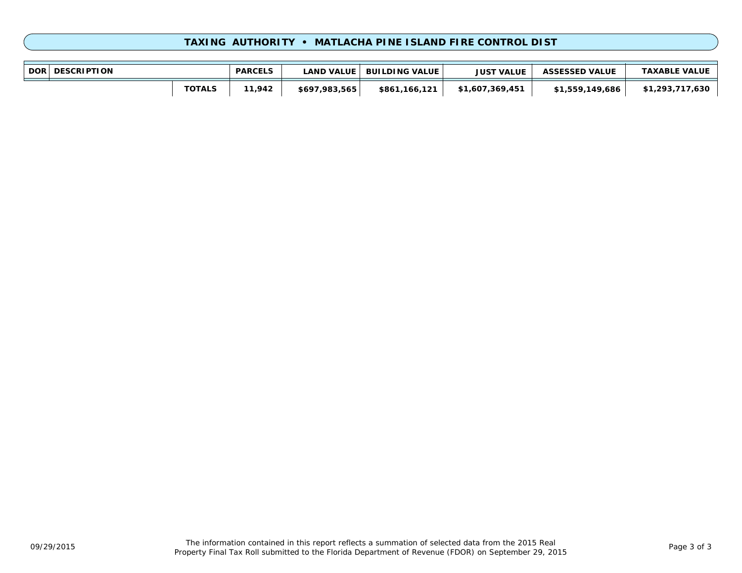## TAXING AUTHORITY • MATLACHA PINE ISLAND FIRE CONTROL DIST

| DOR | DESCRIPTION | | PARCELS | LAND VALUE | BUILDING VALUE | JUST VALUE | ASSESSED VALUE | TAXABLE VALUE |
|---|---|---|---|---|---|---|---|---|
| | | **TOTALS** | **11,942** | **$697,983,565** | **$861,166,121** | **$1,607,369,451** | **$1,559,149,686** | **$1,293,717,630** |

09/29/2015

The information contained in this report reflects a summation of selected data from the 2015 Real Property Final Tax Roll submitted to the Florida Department of Revenue (FDOR) on September 29, 2015